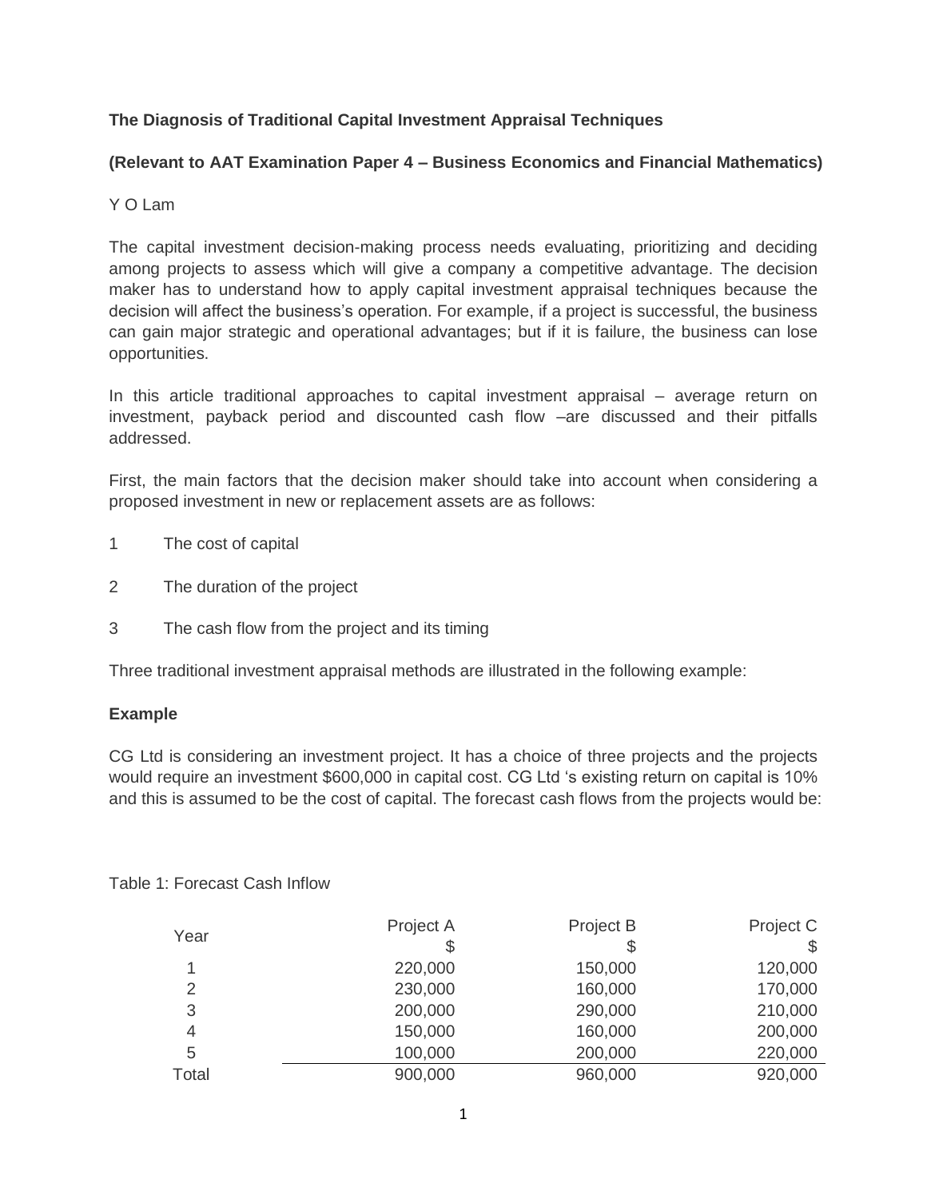**The Diagnosis of Traditional Capital Investment Appraisal Techniques**

**(Relevant to AAT Examination Paper 4 – Business Economics and Financial Mathematics)**

Y O Lam

The capital investment decision-making process needs evaluating, prioritizing and deciding among projects to assess which will give a company a competitive advantage. The decision maker has to understand how to apply capital investment appraisal techniques because the decision will affect the business's operation. For example, if a project is successful, the business can gain major strategic and operational advantages; but if it is failure, the business can lose opportunities.

In this article traditional approaches to capital investment appraisal – average return on investment, payback period and discounted cash flow –are discussed and their pitfalls addressed.

First, the main factors that the decision maker should take into account when considering a proposed investment in new or replacement assets are as follows:

1. The cost of capital
2. The duration of the project
3. The cash flow from the project and its timing

Three traditional investment appraisal methods are illustrated in the following example:

**Example**

CG Ltd is considering an investment project. It has a choice of three projects and the projects would require an investment $600,000 in capital cost. CG Ltd 's existing return on capital is 10% and this is assumed to be the cost of capital. The forecast cash flows from the projects would be:

Table 1: Forecast Cash Inflow

| Year | Project A | Project B | Project C |
|---|---|---|---|
| | $ | $ | $ |
| 1 | 220,000 | 150,000 | 120,000 |
| 2 | 230,000 | 160,000 | 170,000 |
| 3 | 200,000 | 290,000 | 210,000 |
| 4 | 150,000 | 160,000 | 200,000 |
| 5 | 100,000 | 200,000 | 220,000 |
| Total | 900,000 | 960,000 | 920,000 |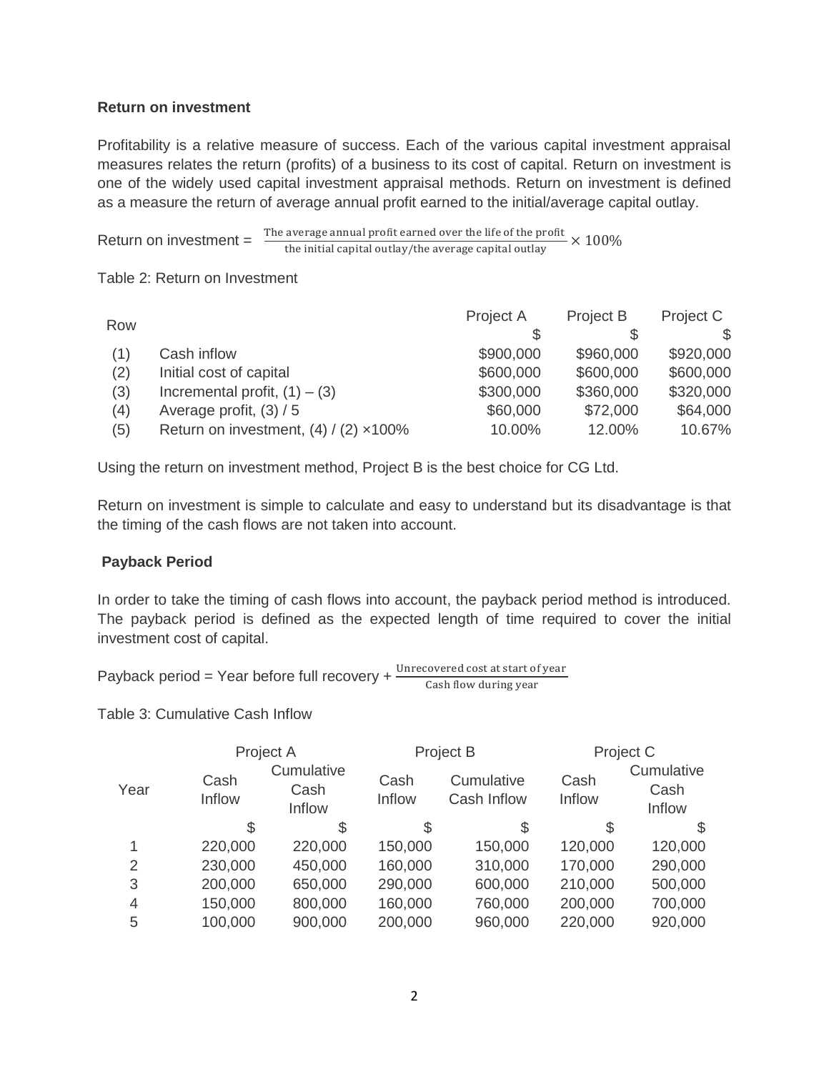**Return on investment**

Profitability is a relative measure of success. Each of the various capital investment appraisal measures relates the return (profits) of a business to its cost of capital. Return on investment is one of the widely used capital investment appraisal methods. Return on investment is defined as a measure the return of average annual profit earned to the initial/average capital outlay.

Return on investment = $\frac{\text{The average annual profit earned over the life of the profit}}{\text{the initial capital outlay/the average capital outlay}} \times 100\%$

Table 2: Return on Investment

| Row | | Project A | Project B | Project C |
|---|---|---|---|---|
| | | \$ | \$ | \$ |
| (1) | Cash inflow | \$900,000 | \$960,000 | \$920,000 |
| (2) | Initial cost of capital | \$600,000 | \$600,000 | \$600,000 |
| (3) | Incremental profit, (1) – (3) | \$300,000 | \$360,000 | \$320,000 |
| (4) | Average profit, (3) / 5 | \$60,000 | \$72,000 | \$64,000 |
| (5) | Return on investment, (4) / (2) ×100% | 10.00% | 12.00% | 10.67% |

Using the return on investment method, Project B is the best choice for CG Ltd.

Return on investment is simple to calculate and easy to understand but its disadvantage is that the timing of the cash flows are not taken into account.

**Payback Period**

In order to take the timing of cash flows into account, the payback period method is introduced. The payback period is defined as the expected length of time required to cover the initial investment cost of capital.

Payback period = Year before full recovery + $\frac{\text{Unrecovered cost at start of year}}{\text{Cash flow during year}}$

Table 3: Cumulative Cash Inflow

| Year | Project A | | Project B | | Project C | |
|---|---|---|---|---|---|---|
| | Cash Inflow | Cumulative Cash Inflow | Cash Inflow | Cumulative Cash Inflow | Cash Inflow | Cumulative Cash Inflow |
| | \$ | \$ | \$ | \$ | \$ | \$ |
| 1 | 220,000 | 220,000 | 150,000 | 150,000 | 120,000 | 120,000 |
| 2 | 230,000 | 450,000 | 160,000 | 310,000 | 170,000 | 290,000 |
| 3 | 200,000 | 650,000 | 290,000 | 600,000 | 210,000 | 500,000 |
| 4 | 150,000 | 800,000 | 160,000 | 760,000 | 200,000 | 700,000 |
| 5 | 100,000 | 900,000 | 200,000 | 960,000 | 220,000 | 920,000 |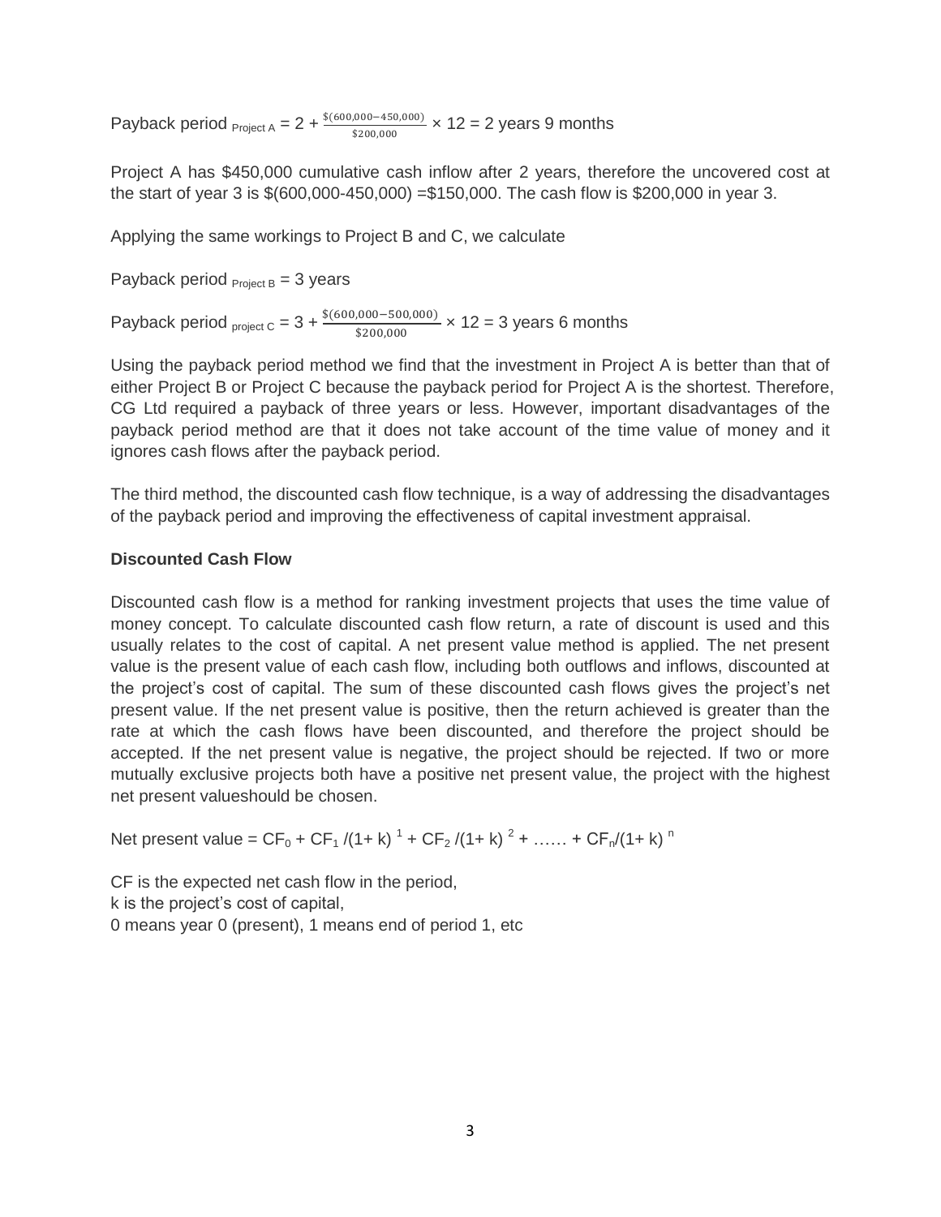Payback period $_{\text{Project A}} = 2 + \frac{\$(600{,}000-450{,}000)}{\$200{,}000} \times 12 = 2$ years 9 months

Project A has \$450,000 cumulative cash inflow after 2 years, therefore the uncovered cost at the start of year 3 is \$(600,000-450,000) =\$150,000. The cash flow is \$200,000 in year 3.

Applying the same workings to Project B and C, we calculate

Payback period $_{\text{Project B}} = 3$ years

Payback period $_{\text{project C}} = 3 + \frac{\$(600{,}000-500{,}000)}{\$200{,}000} \times 12 = 3$ years 6 months

Using the payback period method we find that the investment in Project A is better than that of either Project B or Project C because the payback period for Project A is the shortest. Therefore, CG Ltd required a payback of three years or less. However, important disadvantages of the payback period method are that it does not take account of the time value of money and it ignores cash flows after the payback period.

The third method, the discounted cash flow technique, is a way of addressing the disadvantages of the payback period and improving the effectiveness of capital investment appraisal.

**Discounted Cash Flow**

Discounted cash flow is a method for ranking investment projects that uses the time value of money concept. To calculate discounted cash flow return, a rate of discount is used and this usually relates to the cost of capital. A net present value method is applied. The net present value is the present value of each cash flow, including both outflows and inflows, discounted at the project's cost of capital. The sum of these discounted cash flows gives the project's net present value. If the net present value is positive, then the return achieved is greater than the rate at which the cash flows have been discounted, and therefore the project should be accepted. If the net present value is negative, the project should be rejected. If two or more mutually exclusive projects both have a positive net present value, the project with the highest net present valueshould be chosen.

Net present value = $CF_0 + CF_1/(1+k)^1 + CF_2/(1+k)^2 + \ldots\ldots + CF_n/(1+k)^n$

CF is the expected net cash flow in the period,
k is the project's cost of capital,
0 means year 0 (present), 1 means end of period 1, etc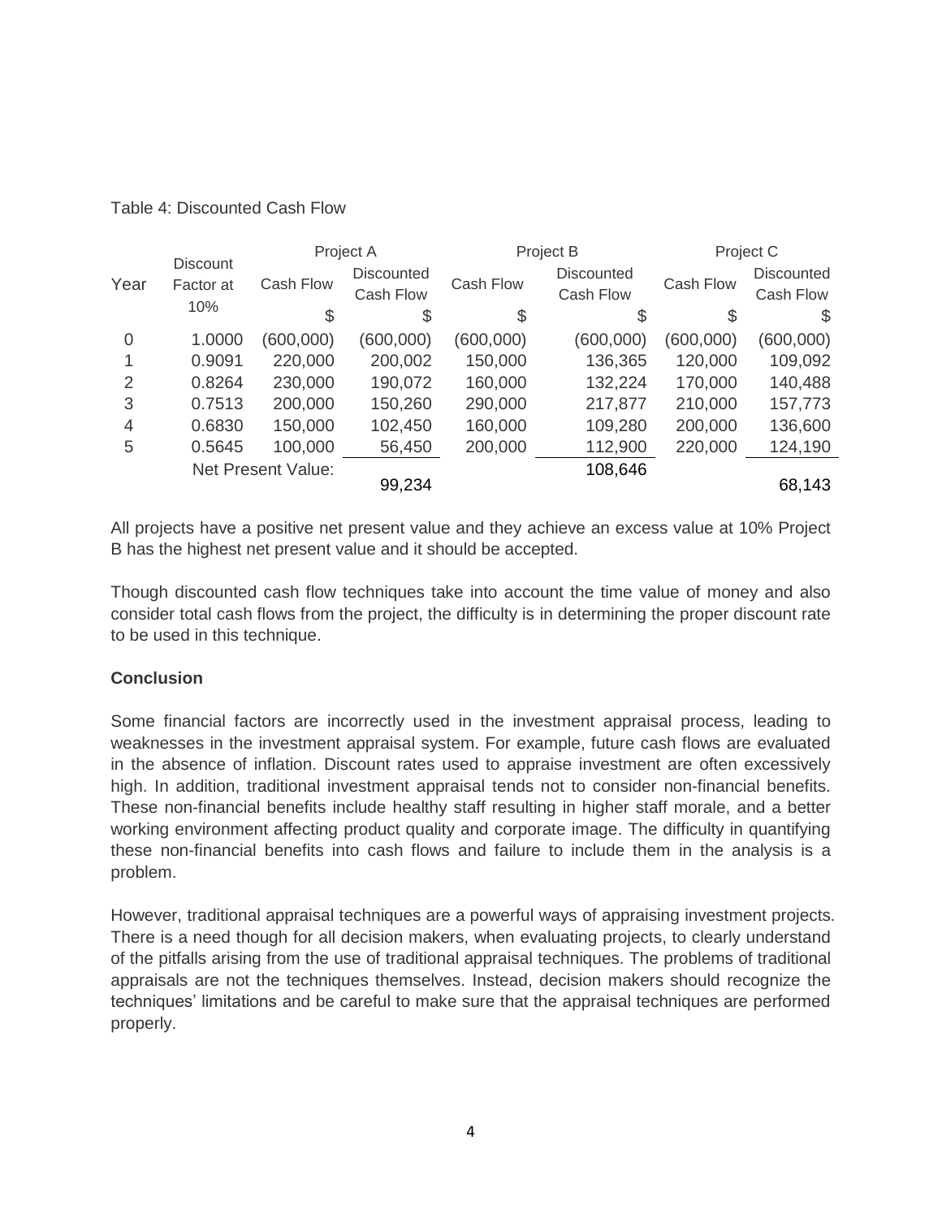Table 4: Discounted Cash Flow

| Year | Discount Factor at 10% | Project A | | Project B | | Project C | |
|---|---|---|---|---|---|---|---|
| | | Cash Flow | Discounted Cash Flow | Cash Flow | Discounted Cash Flow | Cash Flow | Discounted Cash Flow |
| | | $ | $ | $ | $ | $ | $ |
| 0 | 1.0000 | (600,000) | (600,000) | (600,000) | (600,000) | (600,000) | (600,000) |
| 1 | 0.9091 | 220,000 | 200,002 | 150,000 | 136,365 | 120,000 | 109,092 |
| 2 | 0.8264 | 230,000 | 190,072 | 160,000 | 132,224 | 170,000 | 140,488 |
| 3 | 0.7513 | 200,000 | 150,260 | 290,000 | 217,877 | 210,000 | 157,773 |
| 4 | 0.6830 | 150,000 | 102,450 | 160,000 | 109,280 | 200,000 | 136,600 |
| 5 | 0.5645 | 100,000 | 56,450 | 200,000 | 112,900 | 220,000 | 124,190 |
| | Net Present Value: | | 99,234 | | 108,646 | | 68,143 |

All projects have a positive net present value and they achieve an excess value at 10% Project B has the highest net present value and it should be accepted.

Though discounted cash flow techniques take into account the time value of money and also consider total cash flows from the project, the difficulty is in determining the proper discount rate to be used in this technique.

**Conclusion**

Some financial factors are incorrectly used in the investment appraisal process, leading to weaknesses in the investment appraisal system. For example, future cash flows are evaluated in the absence of inflation. Discount rates used to appraise investment are often excessively high. In addition, traditional investment appraisal tends not to consider non-financial benefits. These non-financial benefits include healthy staff resulting in higher staff morale, and a better working environment affecting product quality and corporate image. The difficulty in quantifying these non-financial benefits into cash flows and failure to include them in the analysis is a problem.

However, traditional appraisal techniques are a powerful ways of appraising investment projects. There is a need though for all decision makers, when evaluating projects, to clearly understand of the pitfalls arising from the use of traditional appraisal techniques. The problems of traditional appraisals are not the techniques themselves. Instead, decision makers should recognize the techniques' limitations and be careful to make sure that the appraisal techniques are performed properly.